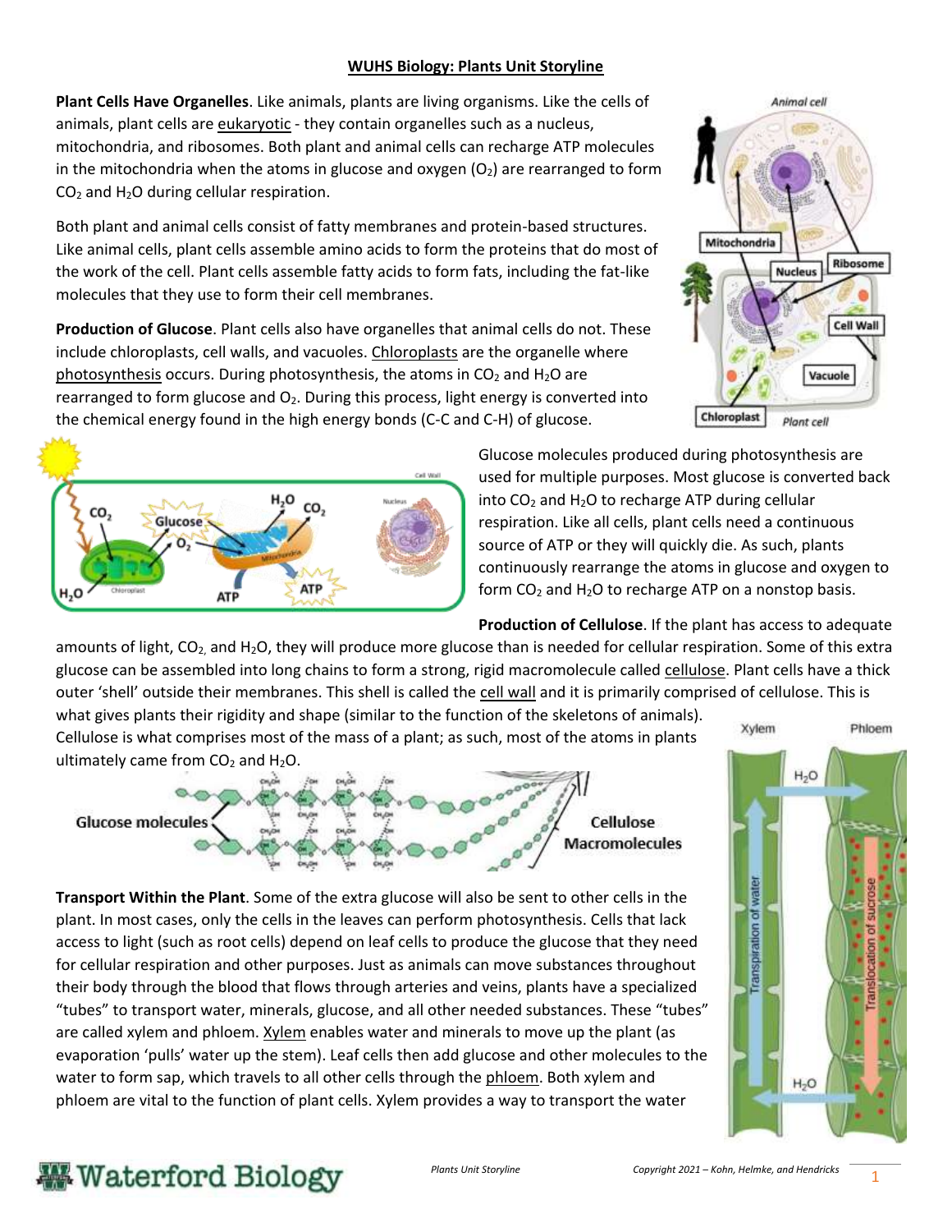# WUHS Biology: Plants Unit Storyline

**Plant Cells Have Organelles**. Like animals, plants are living organisms. Like the cells of animals, plant cells are eukaryotic - they contain organelles such as a nucleus, mitochondria, and ribosomes. Both plant and animal cells can recharge ATP molecules in the mitochondria when the atoms in glucose and oxygen ($O_2$) are rearranged to form $CO_2$ and $H_2O$ during cellular respiration.

Both plant and animal cells consist of fatty membranes and protein-based structures. Like animal cells, plant cells assemble amino acids to form the proteins that do most of the work of the cell. Plant cells assemble fatty acids to form fats, including the fat-like molecules that they use to form their cell membranes.

**Production of Glucose**. Plant cells also have organelles that animal cells do not. These include chloroplasts, cell walls, and vacuoles. Chloroplasts are the organelle where photosynthesis occurs. During photosynthesis, the atoms in $CO_2$ and $H_2O$ are rearranged to form glucose and $O_2$. During this process, light energy is converted into the chemical energy found in the high energy bonds (C-C and C-H) of glucose.

Glucose molecules produced during photosynthesis are used for multiple purposes. Most glucose is converted back into $CO_2$ and $H_2O$ to recharge ATP during cellular respiration. Like all cells, plant cells need a continuous source of ATP or they will quickly die. As such, plants continuously rearrange the atoms in glucose and oxygen to form $CO_2$ and $H_2O$ to recharge ATP on a nonstop basis.

**Production of Cellulose**. If the plant has access to adequate amounts of light, $CO_2$, and $H_2O$, they will produce more glucose than is needed for cellular respiration. Some of this extra glucose can be assembled into long chains to form a strong, rigid macromolecule called cellulose. Plant cells have a thick outer 'shell' outside their membranes. This shell is called the cell wall and it is primarily comprised of cellulose. This is what gives plants their rigidity and shape (similar to the function of the skeletons of animals). Cellulose is what comprises most of the mass of a plant; as such, most of the atoms in plants ultimately came from $CO_2$ and $H_2O$.

**Transport Within the Plant**. Some of the extra glucose will also be sent to other cells in the plant. In most cases, only the cells in the leaves can perform photosynthesis. Cells that lack access to light (such as root cells) depend on leaf cells to produce the glucose that they need for cellular respiration and other purposes. Just as animals can move substances throughout their body through the blood that flows through arteries and veins, plants have a specialized "tubes" to transport water, minerals, glucose, and all other needed substances. These "tubes" are called xylem and phloem. Xylem enables water and minerals to move up the plant (as evaporation 'pulls' water up the stem). Leaf cells then add glucose and other molecules to the water to form sap, which travels to all other cells through the phloem. Both xylem and phloem are vital to the function of plant cells. Xylem provides a way to transport the water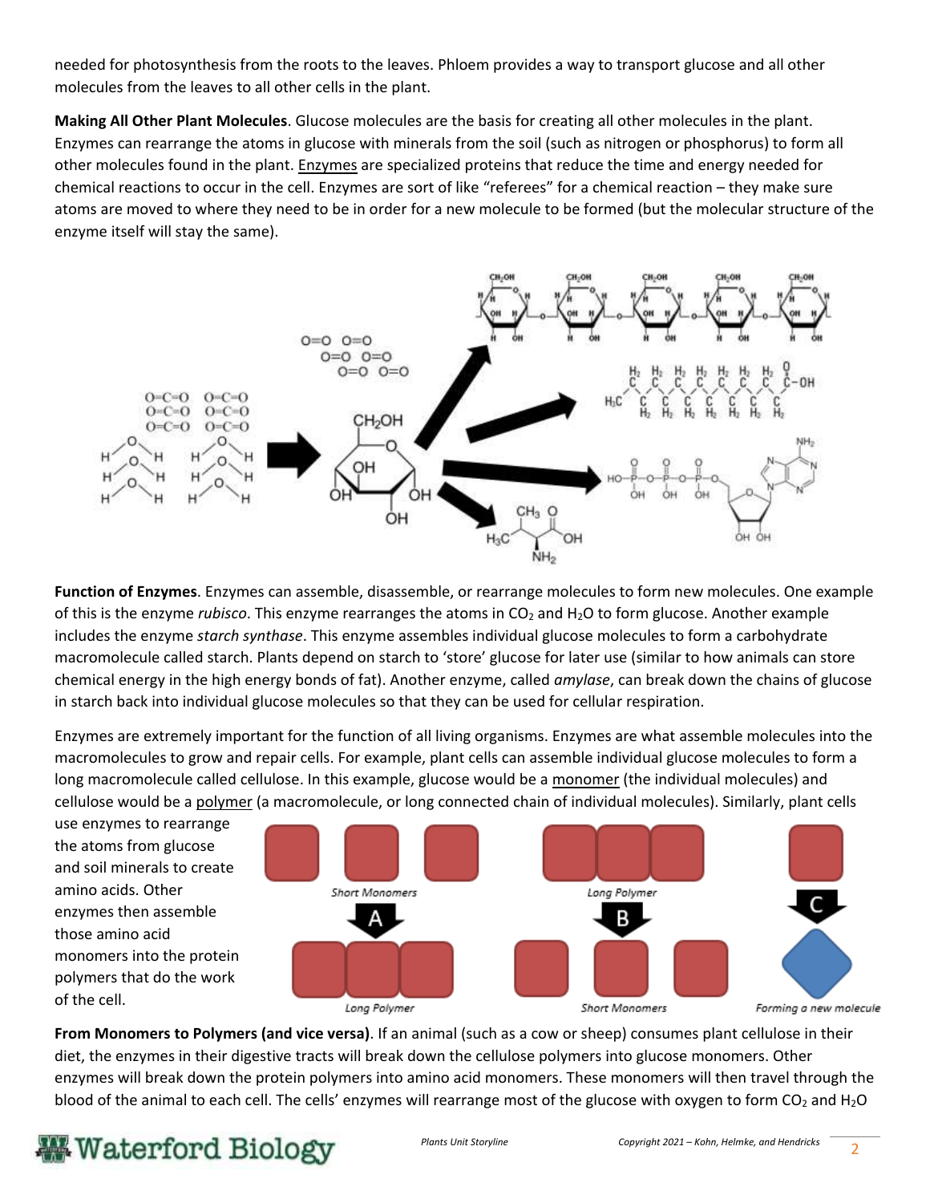needed for photosynthesis from the roots to the leaves. Phloem provides a way to transport glucose and all other molecules from the leaves to all other cells in the plant.

**Making All Other Plant Molecules**. Glucose molecules are the basis for creating all other molecules in the plant. Enzymes can rearrange the atoms in glucose with minerals from the soil (such as nitrogen or phosphorus) to form all other molecules found in the plant. Enzymes are specialized proteins that reduce the time and energy needed for chemical reactions to occur in the cell. Enzymes are sort of like "referees" for a chemical reaction – they make sure atoms are moved to where they need to be in order for a new molecule to be formed (but the molecular structure of the enzyme itself will stay the same).

**Function of Enzymes**. Enzymes can assemble, disassemble, or rearrange molecules to form new molecules. One example of this is the enzyme *rubisco*. This enzyme rearranges the atoms in $CO_2$ and $H_2O$ to form glucose. Another example includes the enzyme *starch synthase*. This enzyme assembles individual glucose molecules to form a carbohydrate macromolecule called starch. Plants depend on starch to 'store' glucose for later use (similar to how animals can store chemical energy in the high energy bonds of fat). Another enzyme, called *amylase*, can break down the chains of glucose in starch back into individual glucose molecules so that they can be used for cellular respiration.

Enzymes are extremely important for the function of all living organisms. Enzymes are what assemble molecules into the macromolecules to grow and repair cells. For example, plant cells can assemble individual glucose molecules to form a long macromolecule called cellulose. In this example, glucose would be a monomer (the individual molecules) and cellulose would be a polymer (a macromolecule, or long connected chain of individual molecules). Similarly, plant cells use enzymes to rearrange the atoms from glucose and soil minerals to create amino acids. Other enzymes then assemble those amino acid monomers into the protein polymers that do the work of the cell.

Short Monomers → A → Long Polymer

Long Polymer → B → Short Monomers

C → Forming a new molecule

**From Monomers to Polymers (and vice versa)**. If an animal (such as a cow or sheep) consumes plant cellulose in their diet, the enzymes in their digestive tracts will break down the cellulose polymers into glucose monomers. Other enzymes will break down the protein polymers into amino acid monomers. These monomers will then travel through the blood of the animal to each cell. The cells' enzymes will rearrange most of the glucose with oxygen to form $CO_2$ and $H_2O$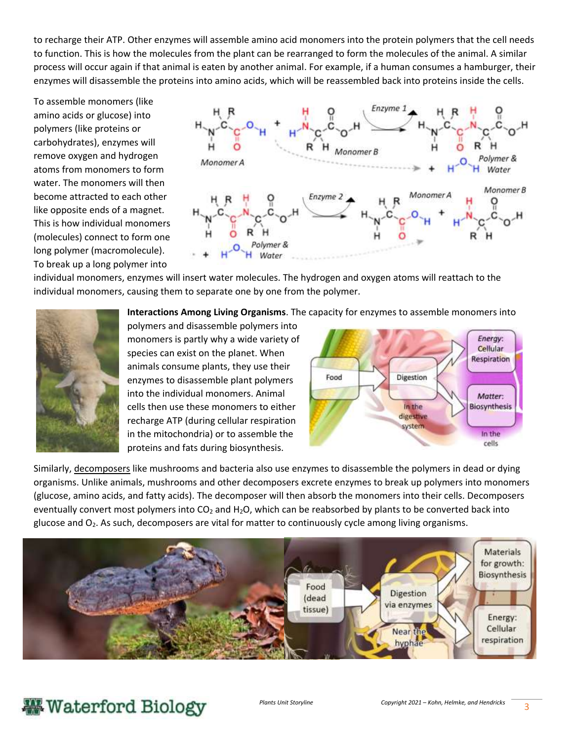to recharge their ATP. Other enzymes will assemble amino acid monomers into the protein polymers that the cell needs to function. This is how the molecules from the plant can be rearranged to form the molecules of the animal. A similar process will occur again if that animal is eaten by another animal. For example, if a human consumes a hamburger, their enzymes will disassemble the proteins into amino acids, which will be reassembled back into proteins inside the cells.

To assemble monomers (like amino acids or glucose) into polymers (like proteins or carbohydrates), enzymes will remove oxygen and hydrogen atoms from monomers to form water. The monomers will then become attracted to each other like opposite ends of a magnet. This is how individual monomers (molecules) connect to form one long polymer (macromolecule). To break up a long polymer into individual monomers, enzymes will insert water molecules. The hydrogen and oxygen atoms will reattach to the individual monomers, causing them to separate one by one from the polymer.

**Interactions Among Living Organisms**. The capacity for enzymes to assemble monomers into polymers and disassemble polymers into monomers is partly why a wide variety of species can exist on the planet. When animals consume plants, they use their enzymes to disassemble plant polymers into the individual monomers. Animal cells then use these monomers to either recharge ATP (during cellular respiration in the mitochondria) or to assemble the proteins and fats during biosynthesis.

Similarly, decomposers like mushrooms and bacteria also use enzymes to disassemble the polymers in dead or dying organisms. Unlike animals, mushrooms and other decomposers excrete enzymes to break up polymers into monomers (glucose, amino acids, and fatty acids). The decomposer will then absorb the monomers into their cells. Decomposers eventually convert most polymers into $CO_2$ and $H_2O$, which can be reabsorbed by plants to be converted back into glucose and $O_2$. As such, decomposers are vital for matter to continuously cycle among living organisms.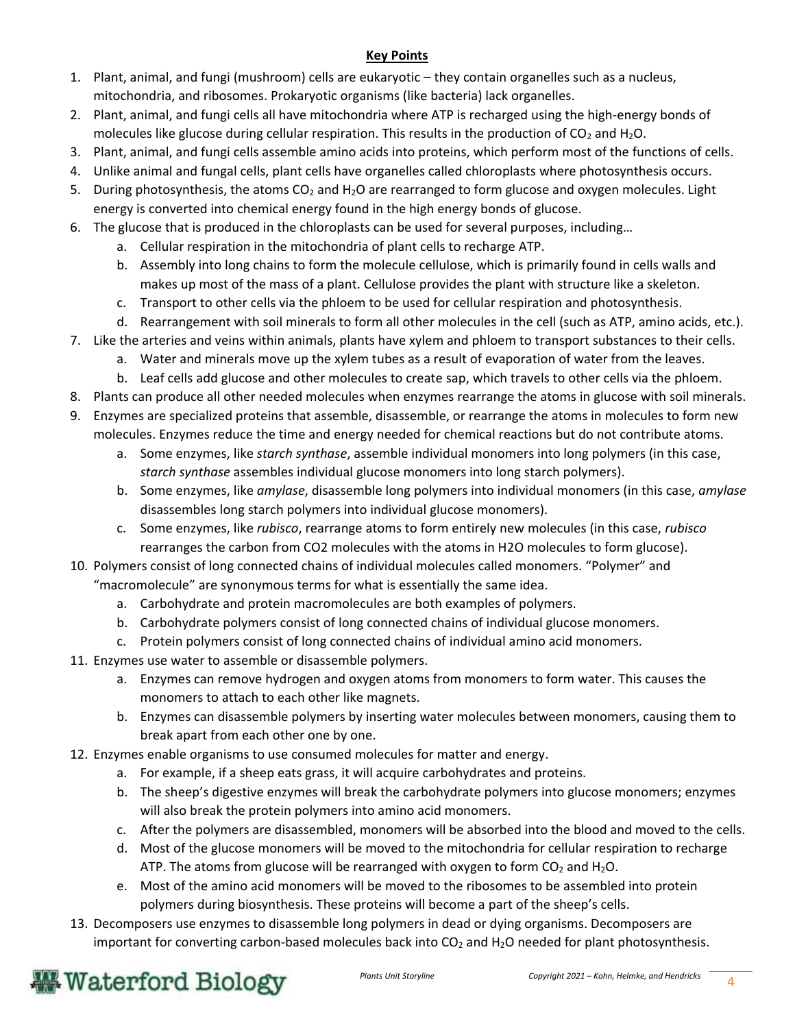**Key Points**

1. Plant, animal, and fungi (mushroom) cells are eukaryotic – they contain organelles such as a nucleus, mitochondria, and ribosomes. Prokaryotic organisms (like bacteria) lack organelles.
2. Plant, animal, and fungi cells all have mitochondria where ATP is recharged using the high-energy bonds of molecules like glucose during cellular respiration. This results in the production of $CO_2$ and $H_2O$.
3. Plant, animal, and fungi cells assemble amino acids into proteins, which perform most of the functions of cells.
4. Unlike animal and fungal cells, plant cells have organelles called chloroplasts where photosynthesis occurs.
5. During photosynthesis, the atoms $CO_2$ and $H_2O$ are rearranged to form glucose and oxygen molecules. Light energy is converted into chemical energy found in the high energy bonds of glucose.
6. The glucose that is produced in the chloroplasts can be used for several purposes, including…
    a. Cellular respiration in the mitochondria of plant cells to recharge ATP.
    b. Assembly into long chains to form the molecule cellulose, which is primarily found in cells walls and makes up most of the mass of a plant. Cellulose provides the plant with structure like a skeleton.
    c. Transport to other cells via the phloem to be used for cellular respiration and photosynthesis.
    d. Rearrangement with soil minerals to form all other molecules in the cell (such as ATP, amino acids, etc.).
7. Like the arteries and veins within animals, plants have xylem and phloem to transport substances to their cells.
    a. Water and minerals move up the xylem tubes as a result of evaporation of water from the leaves.
    b. Leaf cells add glucose and other molecules to create sap, which travels to other cells via the phloem.
8. Plants can produce all other needed molecules when enzymes rearrange the atoms in glucose with soil minerals.
9. Enzymes are specialized proteins that assemble, disassemble, or rearrange the atoms in molecules to form new molecules. Enzymes reduce the time and energy needed for chemical reactions but do not contribute atoms.
    a. Some enzymes, like *starch synthase*, assemble individual monomers into long polymers (in this case, *starch synthase* assembles individual glucose monomers into long starch polymers).
    b. Some enzymes, like *amylase*, disassemble long polymers into individual monomers (in this case, *amylase* disassembles long starch polymers into individual glucose monomers).
    c. Some enzymes, like *rubisco*, rearrange atoms to form entirely new molecules (in this case, *rubisco* rearranges the carbon from CO2 molecules with the atoms in H2O molecules to form glucose).
10. Polymers consist of long connected chains of individual molecules called monomers. "Polymer" and "macromolecule" are synonymous terms for what is essentially the same idea.
    a. Carbohydrate and protein macromolecules are both examples of polymers.
    b. Carbohydrate polymers consist of long connected chains of individual glucose monomers.
    c. Protein polymers consist of long connected chains of individual amino acid monomers.
11. Enzymes use water to assemble or disassemble polymers.
    a. Enzymes can remove hydrogen and oxygen atoms from monomers to form water. This causes the monomers to attach to each other like magnets.
    b. Enzymes can disassemble polymers by inserting water molecules between monomers, causing them to break apart from each other one by one.
12. Enzymes enable organisms to use consumed molecules for matter and energy.
    a. For example, if a sheep eats grass, it will acquire carbohydrates and proteins.
    b. The sheep's digestive enzymes will break the carbohydrate polymers into glucose monomers; enzymes will also break the protein polymers into amino acid monomers.
    c. After the polymers are disassembled, monomers will be absorbed into the blood and moved to the cells.
    d. Most of the glucose monomers will be moved to the mitochondria for cellular respiration to recharge ATP. The atoms from glucose will be rearranged with oxygen to form $CO_2$ and $H_2O$.
    e. Most of the amino acid monomers will be moved to the ribosomes to be assembled into protein polymers during biosynthesis. These proteins will become a part of the sheep's cells.
13. Decomposers use enzymes to disassemble long polymers in dead or dying organisms. Decomposers are important for converting carbon-based molecules back into $CO_2$ and $H_2O$ needed for plant photosynthesis.